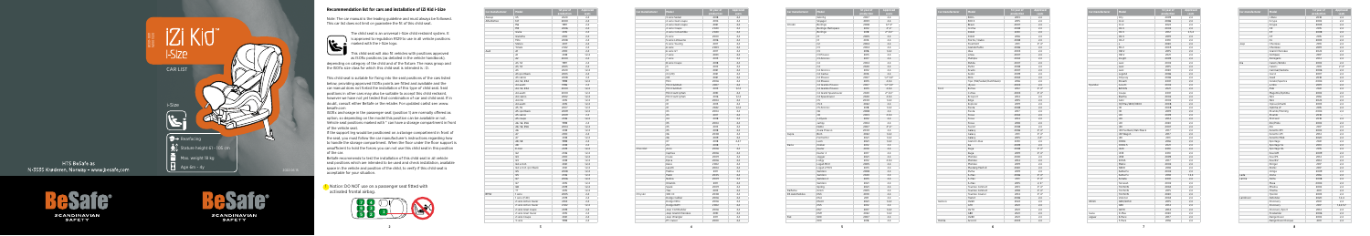# iZi Kid i-Size

CAR LIST

i-Size

- Rearfacing
- Stature height 61 - 105 cm
- Max. weight 18 kg
- Age 6m - 4y

HTS BeSafe as
N-3535 Krøderen, Norway • www.besafe.com

## Recommendation list for cars and installation of iZi Kid i-Size

Note: The car manual is the leading guideline and must always be followed. This car list does not limit or guarantee the fit of this child seat.

The child seat is an universal i-Size child restraint system. It is approved to regulation R129 to use in all vehicle positions marked with the i-Size logo.

This child seat will also fit vehicles with positions approved as ISOfix positions (as detailed in the vehicle handbook), depending on category of the child seat and of the fixture. The mass group and the ISOfix size class for which this child seat is intended is : D.

This child seat is suitable for fixing into the seat positions of the cars listed below, providing approved ISOfix points are fitted and available and the car manual does not forbid the installation of this type of child seat. Seat positions in other cars may also be suitable to accept this child restraint, however we have not yet tested that combination of car and child seat. If in doubt, consult either BeSafe or the retailer. For updated carlist see: www.besafe.com

ISOfix anchorage in the passenger seat (position 1) are normally offered as option; so depending on the model this position can be available or not. Vehicle seat positions marked with * can have a storage compartment in front of the vehicle seat.

If the support leg would be positioned on a storage compartment in front of the seat, you must follow the car manufacturer's instructions regarding how to handle the storage compartment. When the floor under the floor support is unsufficient to hold the forces you can not use this child seat in this position of the car.

BeSafe recommends to test the installation of this child seat in all vehicle seat positions which are intended to be used and check installation, available space in the vehicle and position of the child, to verify if this child seat is acceptable for your situation.

! Notice: DO NOT use on a passenger seat fitted with activated frontal airbag.

| Car manufacturer | Model | 1st year of production | Approved seats |
| --- | --- | --- | --- |